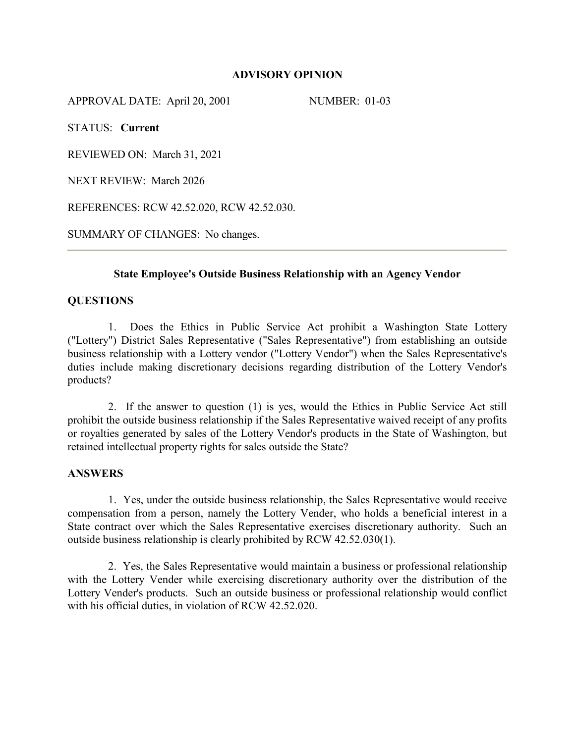# ADVISORY OPINION

APPROVAL DATE: April 20, 2001 NUMBER: 01-03

STATUS: **Current**

REVIEWED ON: March 31, 2021

NEXT REVIEW: March 2026

REFERENCES: RCW 42.52.020, RCW 42.52.030.

SUMMARY OF CHANGES: No changes.

---

### State Employee's Outside Business Relationship with an Agency Vendor

## QUESTIONS

1. Does the Ethics in Public Service Act prohibit a Washington State Lottery ("Lottery") District Sales Representative ("Sales Representative") from establishing an outside business relationship with a Lottery vendor ("Lottery Vendor") when the Sales Representative's duties include making discretionary decisions regarding distribution of the Lottery Vendor's products?

2. If the answer to question (1) is yes, would the Ethics in Public Service Act still prohibit the outside business relationship if the Sales Representative waived receipt of any profits or royalties generated by sales of the Lottery Vendor's products in the State of Washington, but retained intellectual property rights for sales outside the State?

## ANSWERS

1. Yes, under the outside business relationship, the Sales Representative would receive compensation from a person, namely the Lottery Vender, who holds a beneficial interest in a State contract over which the Sales Representative exercises discretionary authority. Such an outside business relationship is clearly prohibited by RCW 42.52.030(1).

2. Yes, the Sales Representative would maintain a business or professional relationship with the Lottery Vender while exercising discretionary authority over the distribution of the Lottery Vender's products. Such an outside business or professional relationship would conflict with his official duties, in violation of RCW 42.52.020.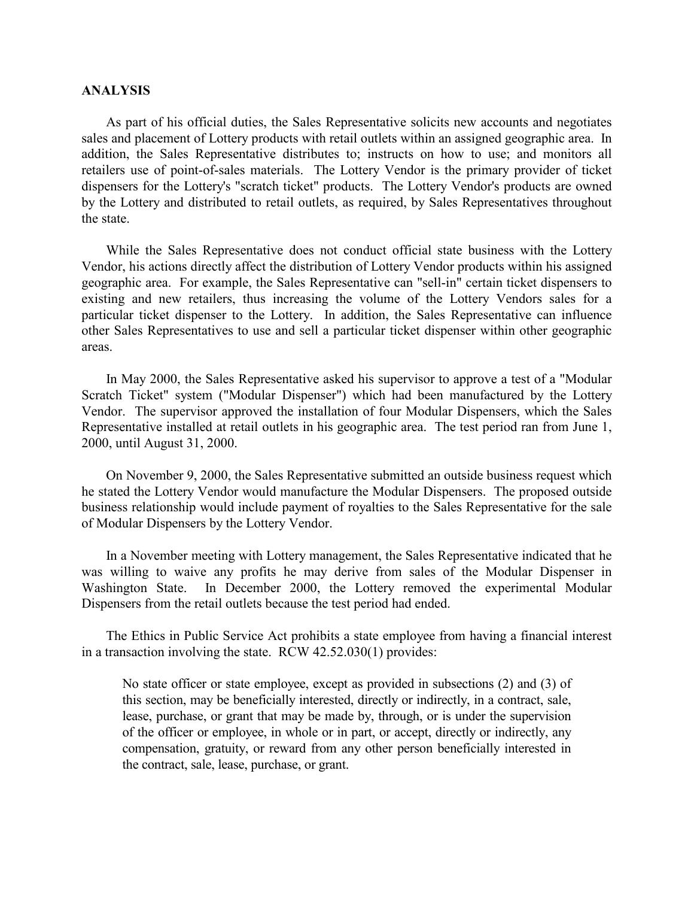**ANALYSIS**

As part of his official duties, the Sales Representative solicits new accounts and negotiates sales and placement of Lottery products with retail outlets within an assigned geographic area. In addition, the Sales Representative distributes to; instructs on how to use; and monitors all retailers use of point-of-sales materials. The Lottery Vendor is the primary provider of ticket dispensers for the Lottery's "scratch ticket" products. The Lottery Vendor's products are owned by the Lottery and distributed to retail outlets, as required, by Sales Representatives throughout the state.

While the Sales Representative does not conduct official state business with the Lottery Vendor, his actions directly affect the distribution of Lottery Vendor products within his assigned geographic area. For example, the Sales Representative can "sell-in" certain ticket dispensers to existing and new retailers, thus increasing the volume of the Lottery Vendors sales for a particular ticket dispenser to the Lottery. In addition, the Sales Representative can influence other Sales Representatives to use and sell a particular ticket dispenser within other geographic areas.

In May 2000, the Sales Representative asked his supervisor to approve a test of a "Modular Scratch Ticket" system ("Modular Dispenser") which had been manufactured by the Lottery Vendor. The supervisor approved the installation of four Modular Dispensers, which the Sales Representative installed at retail outlets in his geographic area. The test period ran from June 1, 2000, until August 31, 2000.

On November 9, 2000, the Sales Representative submitted an outside business request which he stated the Lottery Vendor would manufacture the Modular Dispensers. The proposed outside business relationship would include payment of royalties to the Sales Representative for the sale of Modular Dispensers by the Lottery Vendor.

In a November meeting with Lottery management, the Sales Representative indicated that he was willing to waive any profits he may derive from sales of the Modular Dispenser in Washington State. In December 2000, the Lottery removed the experimental Modular Dispensers from the retail outlets because the test period had ended.

The Ethics in Public Service Act prohibits a state employee from having a financial interest in a transaction involving the state. RCW 42.52.030(1) provides:

> No state officer or state employee, except as provided in subsections (2) and (3) of this section, may be beneficially interested, directly or indirectly, in a contract, sale, lease, purchase, or grant that may be made by, through, or is under the supervision of the officer or employee, in whole or in part, or accept, directly or indirectly, any compensation, gratuity, or reward from any other person beneficially interested in the contract, sale, lease, purchase, or grant.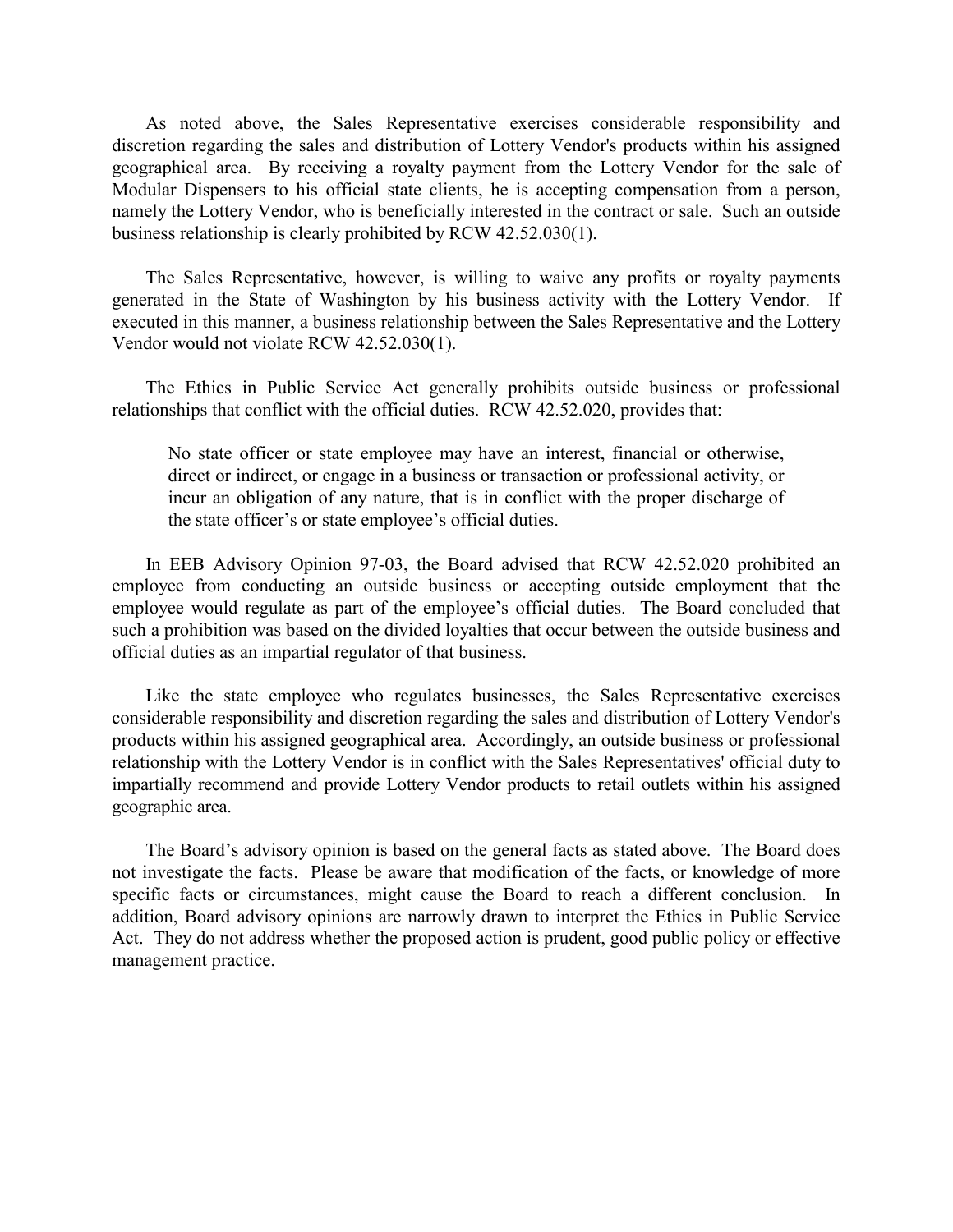As noted above, the Sales Representative exercises considerable responsibility and discretion regarding the sales and distribution of Lottery Vendor's products within his assigned geographical area. By receiving a royalty payment from the Lottery Vendor for the sale of Modular Dispensers to his official state clients, he is accepting compensation from a person, namely the Lottery Vendor, who is beneficially interested in the contract or sale. Such an outside business relationship is clearly prohibited by RCW 42.52.030(1).

The Sales Representative, however, is willing to waive any profits or royalty payments generated in the State of Washington by his business activity with the Lottery Vendor. If executed in this manner, a business relationship between the Sales Representative and the Lottery Vendor would not violate RCW 42.52.030(1).

The Ethics in Public Service Act generally prohibits outside business or professional relationships that conflict with the official duties. RCW 42.52.020, provides that:

> No state officer or state employee may have an interest, financial or otherwise, direct or indirect, or engage in a business or transaction or professional activity, or incur an obligation of any nature, that is in conflict with the proper discharge of the state officer's or state employee's official duties.

In EEB Advisory Opinion 97-03, the Board advised that RCW 42.52.020 prohibited an employee from conducting an outside business or accepting outside employment that the employee would regulate as part of the employee's official duties. The Board concluded that such a prohibition was based on the divided loyalties that occur between the outside business and official duties as an impartial regulator of that business.

Like the state employee who regulates businesses, the Sales Representative exercises considerable responsibility and discretion regarding the sales and distribution of Lottery Vendor's products within his assigned geographical area. Accordingly, an outside business or professional relationship with the Lottery Vendor is in conflict with the Sales Representatives' official duty to impartially recommend and provide Lottery Vendor products to retail outlets within his assigned geographic area.

The Board's advisory opinion is based on the general facts as stated above. The Board does not investigate the facts. Please be aware that modification of the facts, or knowledge of more specific facts or circumstances, might cause the Board to reach a different conclusion. In addition, Board advisory opinions are narrowly drawn to interpret the Ethics in Public Service Act. They do not address whether the proposed action is prudent, good public policy or effective management practice.